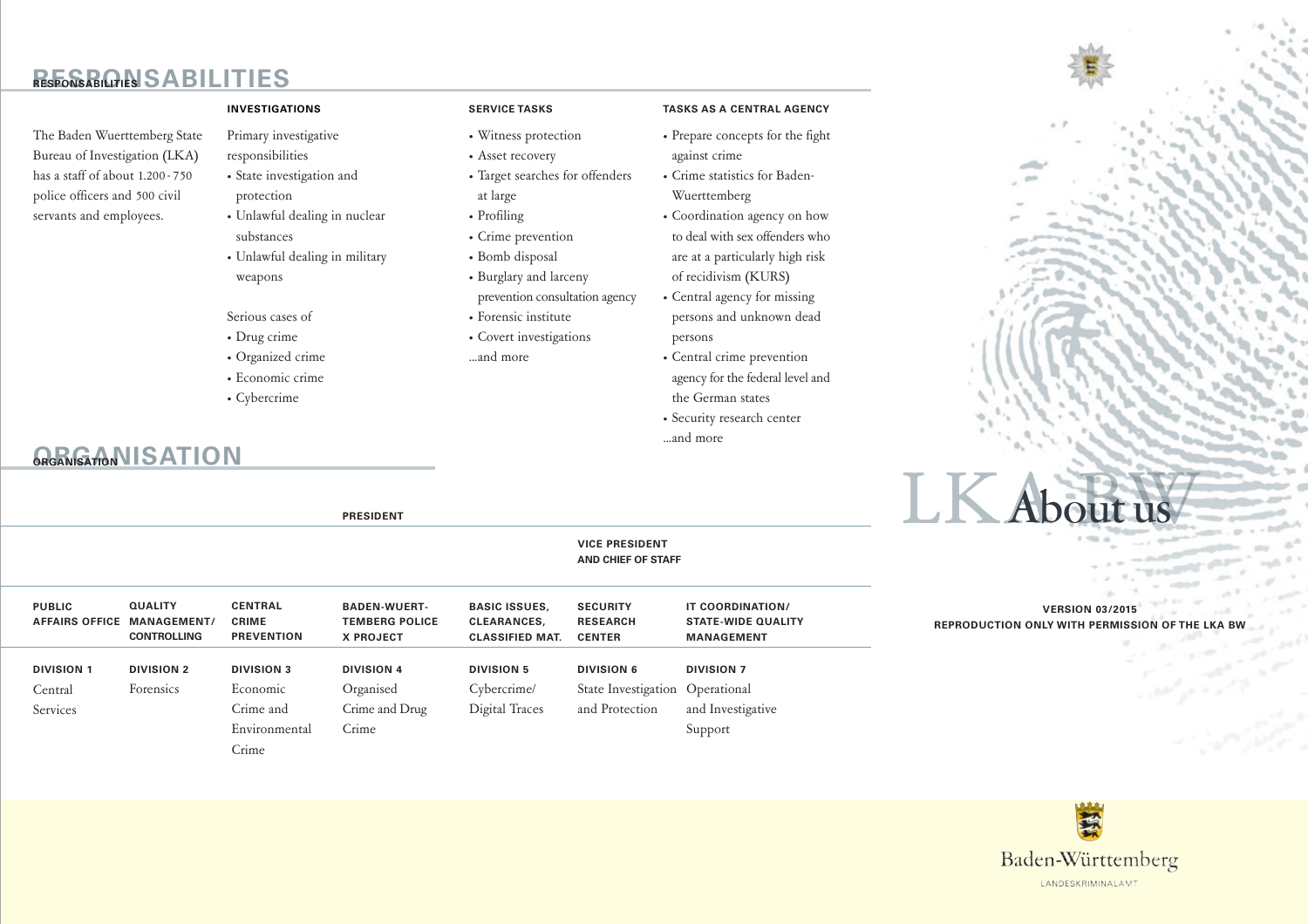## RESPONSABILITIES

The Baden Wuerttemberg State Bureau of Investigation (LKA) has a staff of about 1.200 - 750 police officers and 500 civil servants and employees.

### INVESTIGATIONS

Primary investigative responsibilities
- State investigation and protection
- Unlawful dealing in nuclear substances
- Unlawful dealing in military weapons

Serious cases of
- Drug crime
- Organized crime
- Economic crime
- Cybercrime

### SERVICE TASKS

- Witness protection
- Asset recovery
- Target searches for offenders at large
- Profiling
- Crime prevention
- Bomb disposal
- Burglary and larceny prevention consultation agency
- Forensic institute
- Covert investigations

...and more

### TASKS AS A CENTRAL AGENCY

- Prepare concepts for the fight against crime
- Crime statistics for Baden-Wuerttemberg
- Coordination agency on how to deal with sex offenders who are at a particularly high risk of recidivism (KURS)
- Central agency for missing persons and unknown dead persons
- Central crime prevention agency for the federal level and the German states
- Security research center

...and more

## ORGANISATION

**PRESIDENT**

**VICE PRESIDENT AND CHIEF OF STAFF**

| PUBLIC AFFAIRS OFFICE | QUALITY MANAGEMENT/ CONTROLLING | CENTRAL CRIME PREVENTION | BADEN-WUERTTEMBERG POLICE X PROJECT | BASIC ISSUES, CLEARANCES, CLASSIFIED MAT. | SECURITY RESEARCH CENTER | IT COORDINATION/ STATE-WIDE QUALITY MANAGEMENT |
|---|---|---|---|---|---|---|
| **DIVISION 1** Central Services | **DIVISION 2** Forensics | **DIVISION 3** Economic Crime and Environmental Crime | **DIVISION 4** Organised Crime and Drug Crime | **DIVISION 5** Cybercrime/ Digital Traces | **DIVISION 6** State Investigation and Protection | **DIVISION 7** Operational and Investigative Support |

# LKA BW About us

**VERSION 03/2015**
**REPRODUCTION ONLY WITH PERMISSION OF THE LKA BW**

Baden-Württemberg
LANDESKRIMINALAMT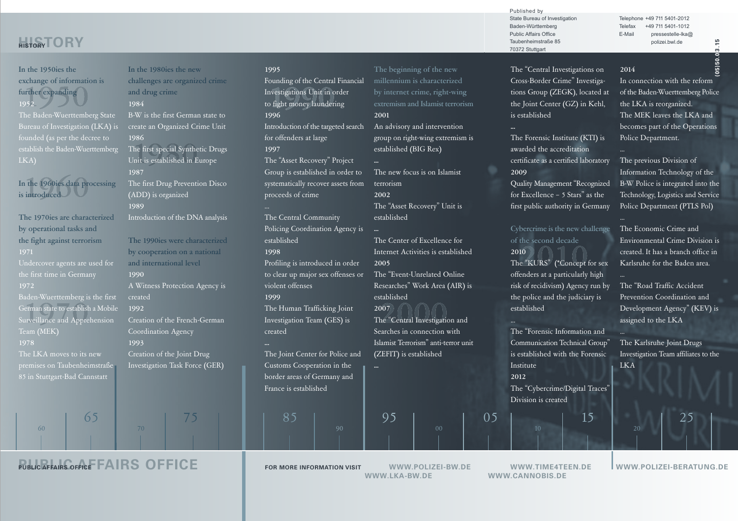# HISTORY

Published by
State Bureau of Investigation
Baden-Württemberg
Public Affairs Office
Taubenheimstraße 85
70372 Stuttgart

Telephone +49 711 5401-2012
Telefax +49 711 5401-1012
E-Mail pressestelle-lka@polizei.bwl.de

(05)50.03.15

## 1950

In the 1950ies the exchange of information is further expanding

**1952**
The Baden-Wuerttemberg State Bureau of Investigation (LKA) is founded (as per the decree to establish the Baden-Wuerttemberg LKA)

## 1960

In the 1960ies data processing is introduced

## 1970

The 1970ies are characterized by operational tasks and the fight against terrorism

**1971**
Undercover agents are used for the first time in Germany

**1972**
Baden-Wuerttemberg is the first German state to establish a Mobile Surveillance and Apprehension Team (MEK)

**1978**
The LKA moves to its new premises on Taubenheimstraße 85 in Stuttgart-Bad Cannstatt

## 1980

In the 1980ies the new challenges are organized crime and drug crime

**1984**
B-W is the first German state to create an Organized Crime Unit

**1986**
The first special Synthetic Drugs Unit is established in Europe

**1987**
The first Drug Prevention Disco (ADD) is organized

**1989**
Introduction of the DNA analysis

## 1990

The 1990ies were characterized by cooperation on a national and international level

**1990**
A Witness Protection Agency is created

**1992**
Creation of the French-German Coordination Agency

**1993**
Creation of the Joint Drug Investigation Task Force (GER)

**1995**
Founding of the Central Financial Investigations Unit in order to fight money laundering

**1996**
Introduction of the targeted search for offenders at large

**1997**
The "Asset Recovery" Project Group is established in order to systematically recover assets from proceeds of crime

...

The Central Community Policing Coordination Agency is established

**1998**
Profiling is introduced in order to clear up major sex offenses or violent offenses

**1999**
The Human Trafficking Joint Investigation Team (GES) is created

...

The Joint Center for Police and Customs Cooperation in the border areas of Germany and France is established

## 2000

The beginning of the new millennium is characterized by internet crime, right-wing extremism and Islamist terrorism

**2001**
An advisory and intervention group on right-wing extremism is established (BIG Rex)

...

The new focus is on Islamist terrorism

**2002**
The "Asset Recovery" Unit is established

...

The Center of Excellence for Internet Activities is established

**2005**
The "Event-Unrelated Online Researches" Work Area (AIR) is established

**2007**
The "Central Investigation and Searches in connection with Islamist Terrorism" anti-terror unit (ZEFIT) is established

...

The "Central Investigations on Cross-Border Crime" Investigations Group (ZEGK), located at the Joint Center (GZ) in Kehl, is established

...

The Forensic Institute (KTI) is awarded the accreditation certificate as a certified laboratory

**2009**
Quality Management "Recognized for Excellence – 5 Stars" as the first public authority in Germany

## 2010

Cybercrime is the new challenge of the second decade

**2010**
The "KURS" (*Concept for sex offenders at a particularly high risk of recidivism) Agency run by the police and the judiciary is established

...

The "Forensic Information and Communication Technical Group" is established with the Forensic Institute

**2012**
The "Cybercrime/Digital Traces" Division is created

**2014**
In connection with the reform of the Baden-Wuerttemberg Police the LKA is reorganized.
The MEK leaves the LKA and becomes part of the Operations Police Department.

...

The previous Division of Information Technology of the B-W Police is integrated into the Technology, Logistics and Service Police Department (PTLS Pol)

...

The Economic Crime and Environmental Crime Division is created. It has a branch office in Karlsruhe for the Baden area.

...

The "Road Traffic Accident Prevention Coordination and Development Agency" (KEV) is assigned to the LKA

...

The Karlsruhe Joint Drugs Investigation Team affiliates to the LKA

60 65 70 75 85 90 95 00 05 10 15 20 25

# PUBLIC AFFAIRS OFFICE

FOR MORE INFORMATION VISIT WWW.POLIZEI-BW.DE WWW.LKA-BW.DE WWW.TIME4TEEN.DE WWW.CANNOBIS.DE WWW.POLIZEI-BERATUNG.DE